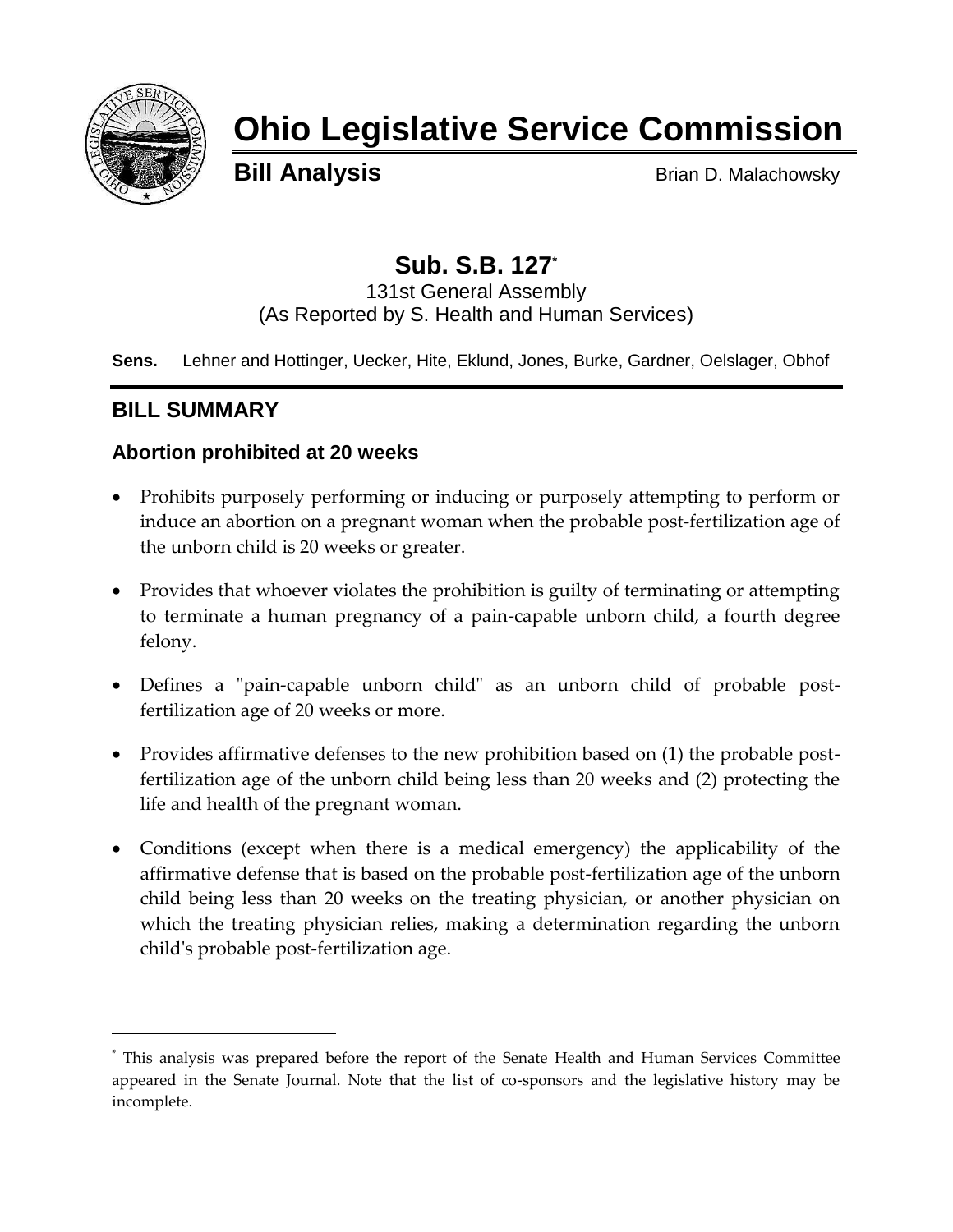# Ohio Legislative Service Commission

**Bill Analysis** Brian D. Malachowsky

## Sub. S.B. 127[*]

131st General Assembly
(As Reported by S. Health and Human Services)

**Sens.** Lehner and Hottinger, Uecker, Hite, Eklund, Jones, Burke, Gardner, Oelslager, Obhof

## BILL SUMMARY

### Abortion prohibited at 20 weeks

- Prohibits purposely performing or inducing or purposely attempting to perform or induce an abortion on a pregnant woman when the probable post-fertilization age of the unborn child is 20 weeks or greater.
- Provides that whoever violates the prohibition is guilty of terminating or attempting to terminate a human pregnancy of a pain-capable unborn child, a fourth degree felony.
- Defines a "pain-capable unborn child" as an unborn child of probable post-fertilization age of 20 weeks or more.
- Provides affirmative defenses to the new prohibition based on (1) the probable post-fertilization age of the unborn child being less than 20 weeks and (2) protecting the life and health of the pregnant woman.
- Conditions (except when there is a medical emergency) the applicability of the affirmative defense that is based on the probable post-fertilization age of the unborn child being less than 20 weeks on the treating physician, or another physician on which the treating physician relies, making a determination regarding the unborn child's probable post-fertilization age.

---

[*] This analysis was prepared before the report of the Senate Health and Human Services Committee appeared in the Senate Journal. Note that the list of co-sponsors and the legislative history may be incomplete.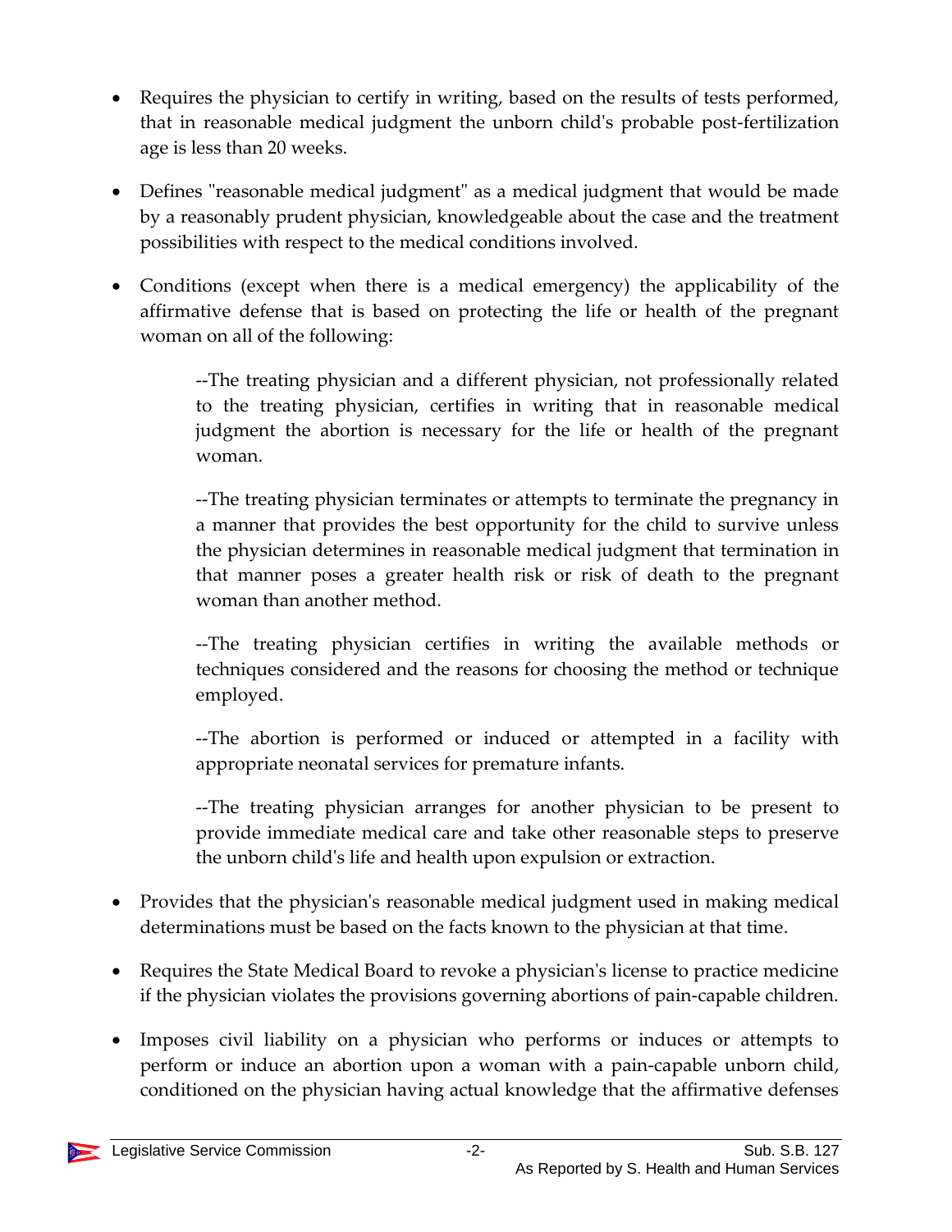- Requires the physician to certify in writing, based on the results of tests performed, that in reasonable medical judgment the unborn child's probable post-fertilization age is less than 20 weeks.

- Defines "reasonable medical judgment" as a medical judgment that would be made by a reasonably prudent physician, knowledgeable about the case and the treatment possibilities with respect to the medical conditions involved.

- Conditions (except when there is a medical emergency) the applicability of the affirmative defense that is based on protecting the life or health of the pregnant woman on all of the following:

    --The treating physician and a different physician, not professionally related to the treating physician, certifies in writing that in reasonable medical judgment the abortion is necessary for the life or health of the pregnant woman.

    --The treating physician terminates or attempts to terminate the pregnancy in a manner that provides the best opportunity for the child to survive unless the physician determines in reasonable medical judgment that termination in that manner poses a greater health risk or risk of death to the pregnant woman than another method.

    --The treating physician certifies in writing the available methods or techniques considered and the reasons for choosing the method or technique employed.

    --The abortion is performed or induced or attempted in a facility with appropriate neonatal services for premature infants.

    --The treating physician arranges for another physician to be present to provide immediate medical care and take other reasonable steps to preserve the unborn child's life and health upon expulsion or extraction.

- Provides that the physician's reasonable medical judgment used in making medical determinations must be based on the facts known to the physician at that time.

- Requires the State Medical Board to revoke a physician's license to practice medicine if the physician violates the provisions governing abortions of pain-capable children.

- Imposes civil liability on a physician who performs or induces or attempts to perform or induce an abortion upon a woman with a pain-capable unborn child, conditioned on the physician having actual knowledge that the affirmative defenses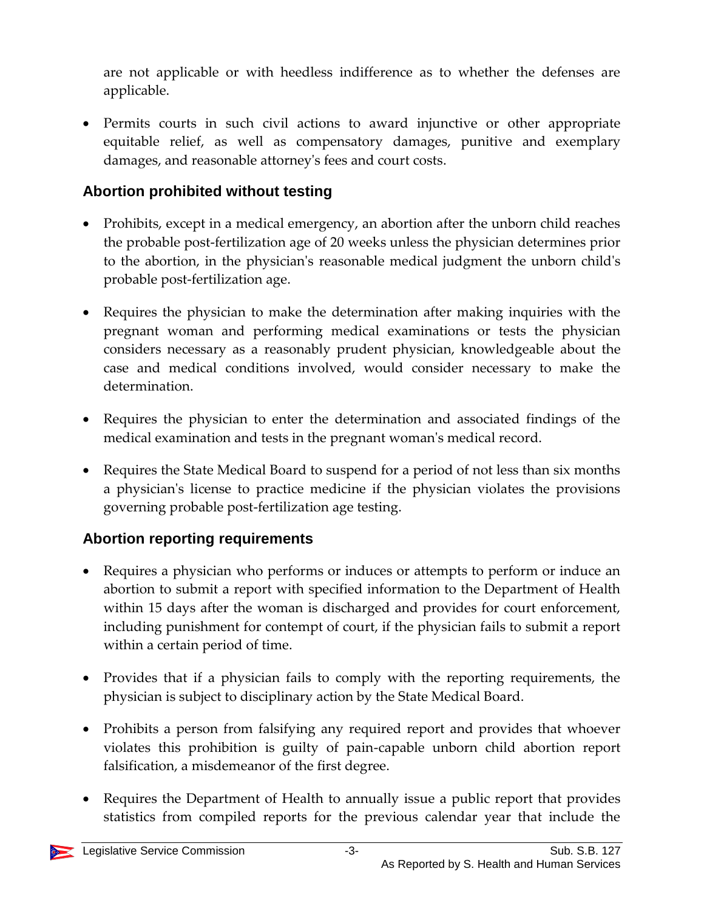are not applicable or with heedless indifference as to whether the defenses are applicable.

- Permits courts in such civil actions to award injunctive or other appropriate equitable relief, as well as compensatory damages, punitive and exemplary damages, and reasonable attorney's fees and court costs.

### Abortion prohibited without testing

- Prohibits, except in a medical emergency, an abortion after the unborn child reaches the probable post-fertilization age of 20 weeks unless the physician determines prior to the abortion, in the physician's reasonable medical judgment the unborn child's probable post-fertilization age.
- Requires the physician to make the determination after making inquiries with the pregnant woman and performing medical examinations or tests the physician considers necessary as a reasonably prudent physician, knowledgeable about the case and medical conditions involved, would consider necessary to make the determination.
- Requires the physician to enter the determination and associated findings of the medical examination and tests in the pregnant woman's medical record.
- Requires the State Medical Board to suspend for a period of not less than six months a physician's license to practice medicine if the physician violates the provisions governing probable post-fertilization age testing.

### Abortion reporting requirements

- Requires a physician who performs or induces or attempts to perform or induce an abortion to submit a report with specified information to the Department of Health within 15 days after the woman is discharged and provides for court enforcement, including punishment for contempt of court, if the physician fails to submit a report within a certain period of time.
- Provides that if a physician fails to comply with the reporting requirements, the physician is subject to disciplinary action by the State Medical Board.
- Prohibits a person from falsifying any required report and provides that whoever violates this prohibition is guilty of pain-capable unborn child abortion report falsification, a misdemeanor of the first degree.
- Requires the Department of Health to annually issue a public report that provides statistics from compiled reports for the previous calendar year that include the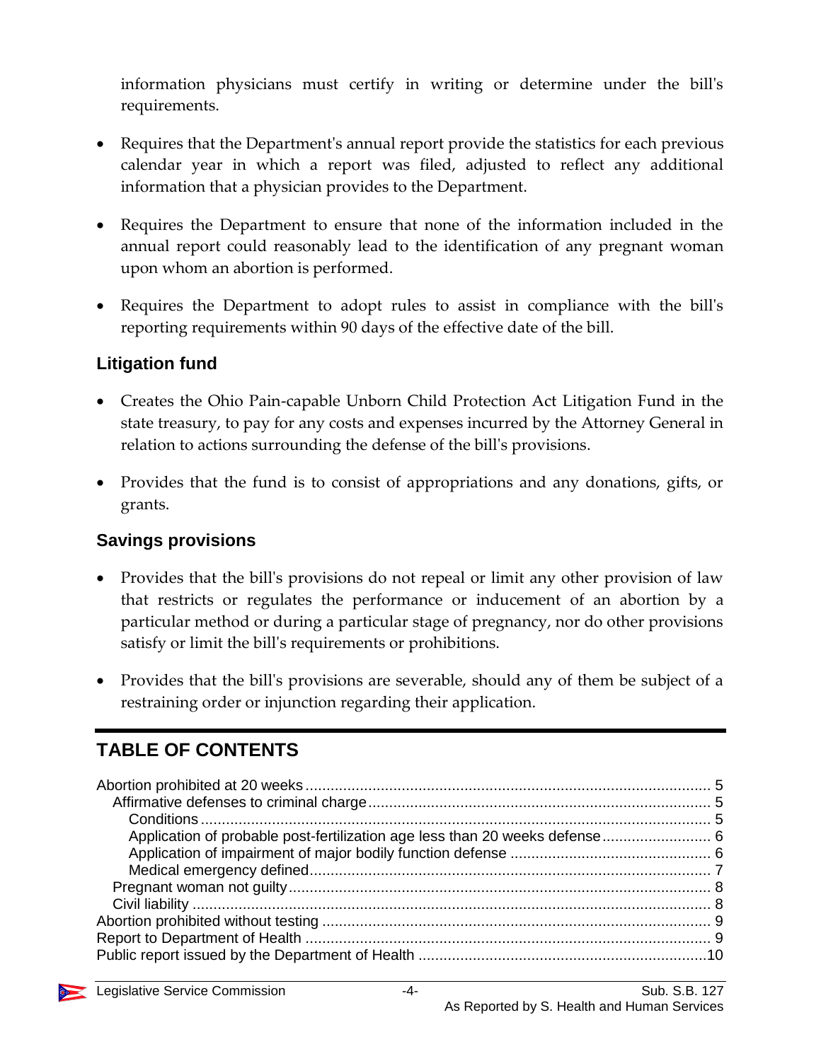information physicians must certify in writing or determine under the bill's requirements.

- Requires that the Department's annual report provide the statistics for each previous calendar year in which a report was filed, adjusted to reflect any additional information that a physician provides to the Department.
- Requires the Department to ensure that none of the information included in the annual report could reasonably lead to the identification of any pregnant woman upon whom an abortion is performed.
- Requires the Department to adopt rules to assist in compliance with the bill's reporting requirements within 90 days of the effective date of the bill.

### Litigation fund

- Creates the Ohio Pain-capable Unborn Child Protection Act Litigation Fund in the state treasury, to pay for any costs and expenses incurred by the Attorney General in relation to actions surrounding the defense of the bill's provisions.
- Provides that the fund is to consist of appropriations and any donations, gifts, or grants.

### Savings provisions

- Provides that the bill's provisions do not repeal or limit any other provision of law that restricts or regulates the performance or inducement of an abortion by a particular method or during a particular stage of pregnancy, nor do other provisions satisfy or limit the bill's requirements or prohibitions.
- Provides that the bill's provisions are severable, should any of them be subject of a restraining order or injunction regarding their application.

## TABLE OF CONTENTS

Abortion prohibited at 20 weeks ........ 5
- Affirmative defenses to criminal charge ........ 5
  - Conditions ........ 5
  - Application of probable post-fertilization age less than 20 weeks defense ........ 6
  - Application of impairment of major bodily function defense ........ 6
  - Medical emergency defined ........ 7
- Pregnant woman not guilty ........ 8
- Civil liability ........ 8

Abortion prohibited without testing ........ 9

Report to Department of Health ........ 9

Public report issued by the Department of Health ........ 10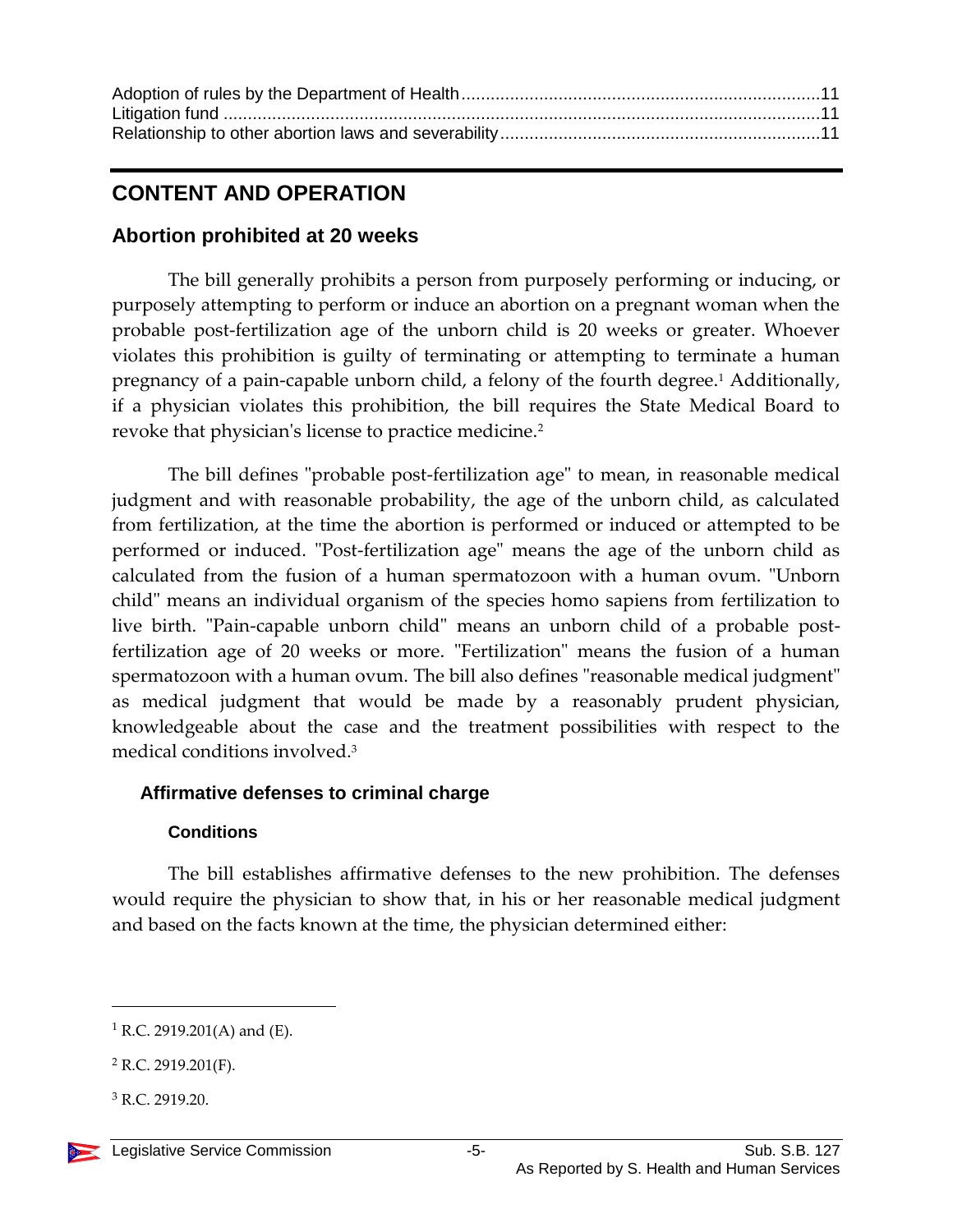Adoption of rules by the Department of Health ........................................................................11
Litigation fund ..........................................................................................................................11
Relationship to other abortion laws and severability .................................................................11

## CONTENT AND OPERATION

### Abortion prohibited at 20 weeks

The bill generally prohibits a person from purposely performing or inducing, or purposely attempting to perform or induce an abortion on a pregnant woman when the probable post-fertilization age of the unborn child is 20 weeks or greater. Whoever violates this prohibition is guilty of terminating or attempting to terminate a human pregnancy of a pain-capable unborn child, a felony of the fourth degree.[1] Additionally, if a physician violates this prohibition, the bill requires the State Medical Board to revoke that physician's license to practice medicine.[2]

The bill defines "probable post-fertilization age" to mean, in reasonable medical judgment and with reasonable probability, the age of the unborn child, as calculated from fertilization, at the time the abortion is performed or induced or attempted to be performed or induced. "Post-fertilization age" means the age of the unborn child as calculated from the fusion of a human spermatozoon with a human ovum. "Unborn child" means an individual organism of the species homo sapiens from fertilization to live birth. "Pain-capable unborn child" means an unborn child of a probable post-fertilization age of 20 weeks or more. "Fertilization" means the fusion of a human spermatozoon with a human ovum. The bill also defines "reasonable medical judgment" as medical judgment that would be made by a reasonably prudent physician, knowledgeable about the case and the treatment possibilities with respect to the medical conditions involved.[3]

#### Affirmative defenses to criminal charge

##### Conditions

The bill establishes affirmative defenses to the new prohibition. The defenses would require the physician to show that, in his or her reasonable medical judgment and based on the facts known at the time, the physician determined either:

---

[1] R.C. 2919.201(A) and (E).

[2] R.C. 2919.201(F).

[3] R.C. 2919.20.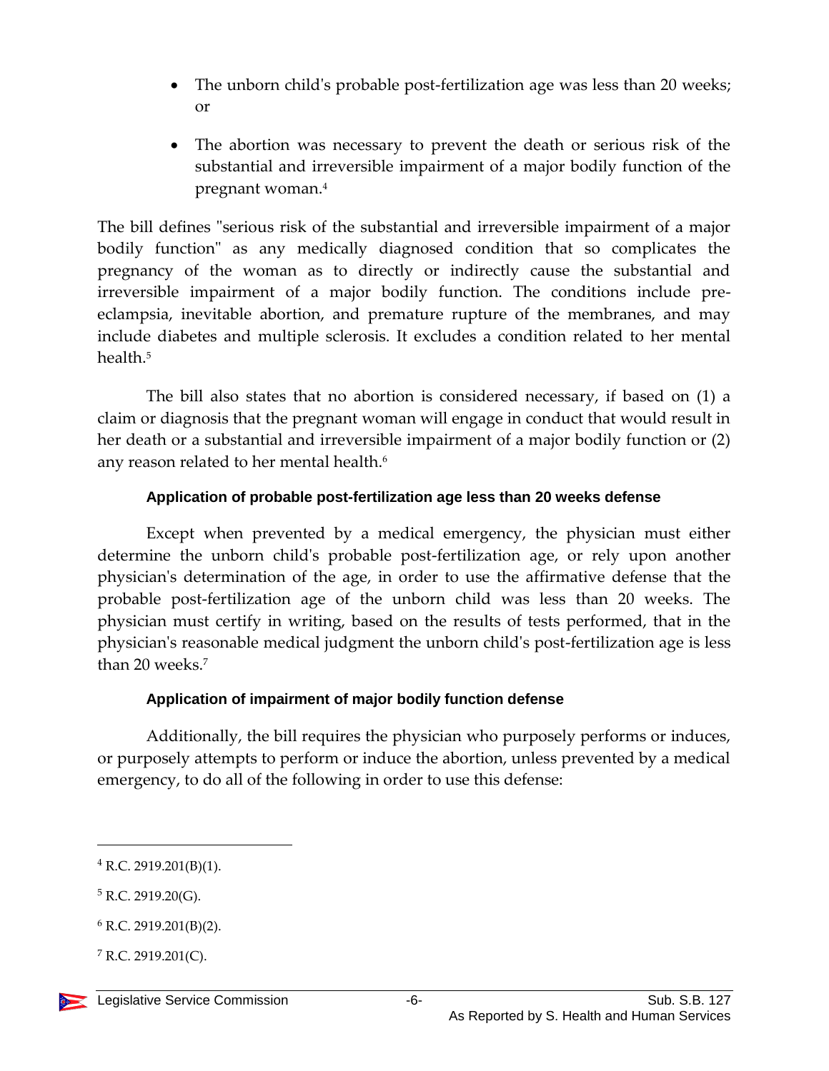- The unborn child's probable post-fertilization age was less than 20 weeks; or
- The abortion was necessary to prevent the death or serious risk of the substantial and irreversible impairment of a major bodily function of the pregnant woman.[4]

The bill defines "serious risk of the substantial and irreversible impairment of a major bodily function" as any medically diagnosed condition that so complicates the pregnancy of the woman as to directly or indirectly cause the substantial and irreversible impairment of a major bodily function. The conditions include pre-eclampsia, inevitable abortion, and premature rupture of the membranes, and may include diabetes and multiple sclerosis. It excludes a condition related to her mental health.[5]

The bill also states that no abortion is considered necessary, if based on (1) a claim or diagnosis that the pregnant woman will engage in conduct that would result in her death or a substantial and irreversible impairment of a major bodily function or (2) any reason related to her mental health.[6]

#### Application of probable post-fertilization age less than 20 weeks defense

Except when prevented by a medical emergency, the physician must either determine the unborn child's probable post-fertilization age, or rely upon another physician's determination of the age, in order to use the affirmative defense that the probable post-fertilization age of the unborn child was less than 20 weeks. The physician must certify in writing, based on the results of tests performed, that in the physician's reasonable medical judgment the unborn child's post-fertilization age is less than 20 weeks.[7]

#### Application of impairment of major bodily function defense

Additionally, the bill requires the physician who purposely performs or induces, or purposely attempts to perform or induce the abortion, unless prevented by a medical emergency, to do all of the following in order to use this defense:

---

[4] R.C. 2919.201(B)(1).

[5] R.C. 2919.20(G).

[6] R.C. 2919.201(B)(2).

[7] R.C. 2919.201(C).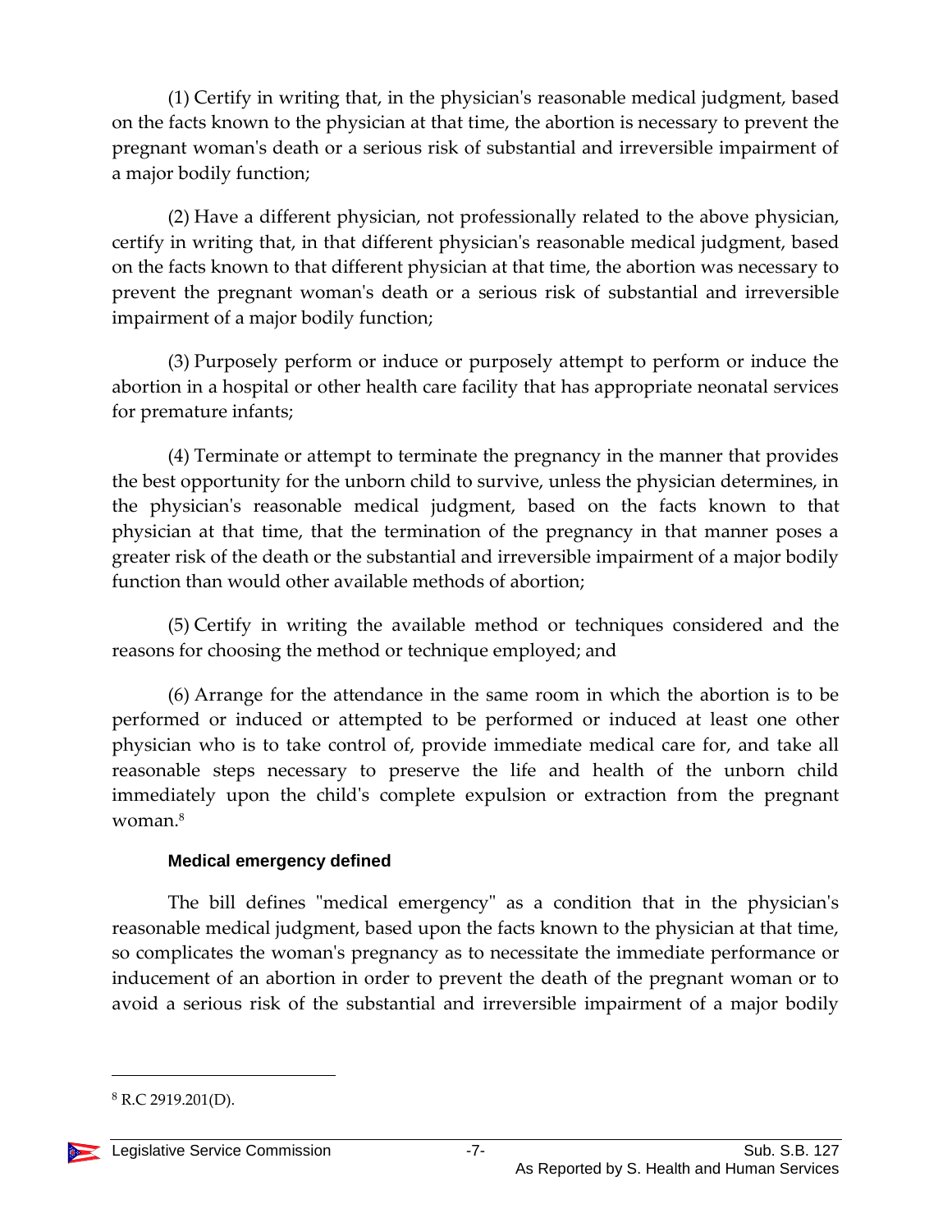(1) Certify in writing that, in the physician's reasonable medical judgment, based on the facts known to the physician at that time, the abortion is necessary to prevent the pregnant woman's death or a serious risk of substantial and irreversible impairment of a major bodily function;

(2) Have a different physician, not professionally related to the above physician, certify in writing that, in that different physician's reasonable medical judgment, based on the facts known to that different physician at that time, the abortion was necessary to prevent the pregnant woman's death or a serious risk of substantial and irreversible impairment of a major bodily function;

(3) Purposely perform or induce or purposely attempt to perform or induce the abortion in a hospital or other health care facility that has appropriate neonatal services for premature infants;

(4) Terminate or attempt to terminate the pregnancy in the manner that provides the best opportunity for the unborn child to survive, unless the physician determines, in the physician's reasonable medical judgment, based on the facts known to that physician at that time, that the termination of the pregnancy in that manner poses a greater risk of the death or the substantial and irreversible impairment of a major bodily function than would other available methods of abortion;

(5) Certify in writing the available method or techniques considered and the reasons for choosing the method or technique employed; and

(6) Arrange for the attendance in the same room in which the abortion is to be performed or induced or attempted to be performed or induced at least one other physician who is to take control of, provide immediate medical care for, and take all reasonable steps necessary to preserve the life and health of the unborn child immediately upon the child's complete expulsion or extraction from the pregnant woman.[8]

#### Medical emergency defined

The bill defines "medical emergency" as a condition that in the physician's reasonable medical judgment, based upon the facts known to the physician at that time, so complicates the woman's pregnancy as to necessitate the immediate performance or inducement of an abortion in order to prevent the death of the pregnant woman or to avoid a serious risk of the substantial and irreversible impairment of a major bodily

---

[8] R.C 2919.201(D).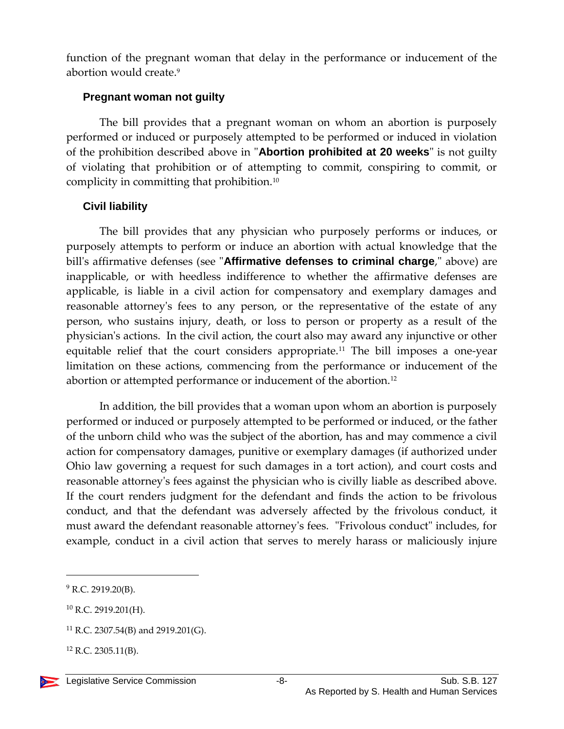function of the pregnant woman that delay in the performance or inducement of the abortion would create.[9]

### Pregnant woman not guilty

The bill provides that a pregnant woman on whom an abortion is purposely performed or induced or purposely attempted to be performed or induced in violation of the prohibition described above in "**Abortion prohibited at 20 weeks**" is not guilty of violating that prohibition or of attempting to commit, conspiring to commit, or complicity in committing that prohibition.[10]

### Civil liability

The bill provides that any physician who purposely performs or induces, or purposely attempts to perform or induce an abortion with actual knowledge that the bill's affirmative defenses (see "**Affirmative defenses to criminal charge**," above) are inapplicable, or with heedless indifference to whether the affirmative defenses are applicable, is liable in a civil action for compensatory and exemplary damages and reasonable attorney's fees to any person, or the representative of the estate of any person, who sustains injury, death, or loss to person or property as a result of the physician's actions. In the civil action, the court also may award any injunctive or other equitable relief that the court considers appropriate.[11] The bill imposes a one-year limitation on these actions, commencing from the performance or inducement of the abortion or attempted performance or inducement of the abortion.[12]

In addition, the bill provides that a woman upon whom an abortion is purposely performed or induced or purposely attempted to be performed or induced, or the father of the unborn child who was the subject of the abortion, has and may commence a civil action for compensatory damages, punitive or exemplary damages (if authorized under Ohio law governing a request for such damages in a tort action), and court costs and reasonable attorney's fees against the physician who is civilly liable as described above. If the court renders judgment for the defendant and finds the action to be frivolous conduct, and that the defendant was adversely affected by the frivolous conduct, it must award the defendant reasonable attorney's fees. "Frivolous conduct" includes, for example, conduct in a civil action that serves to merely harass or maliciously injure

---

[9] R.C. 2919.20(B).

[10] R.C. 2919.201(H).

[11] R.C. 2307.54(B) and 2919.201(G).

[12] R.C. 2305.11(B).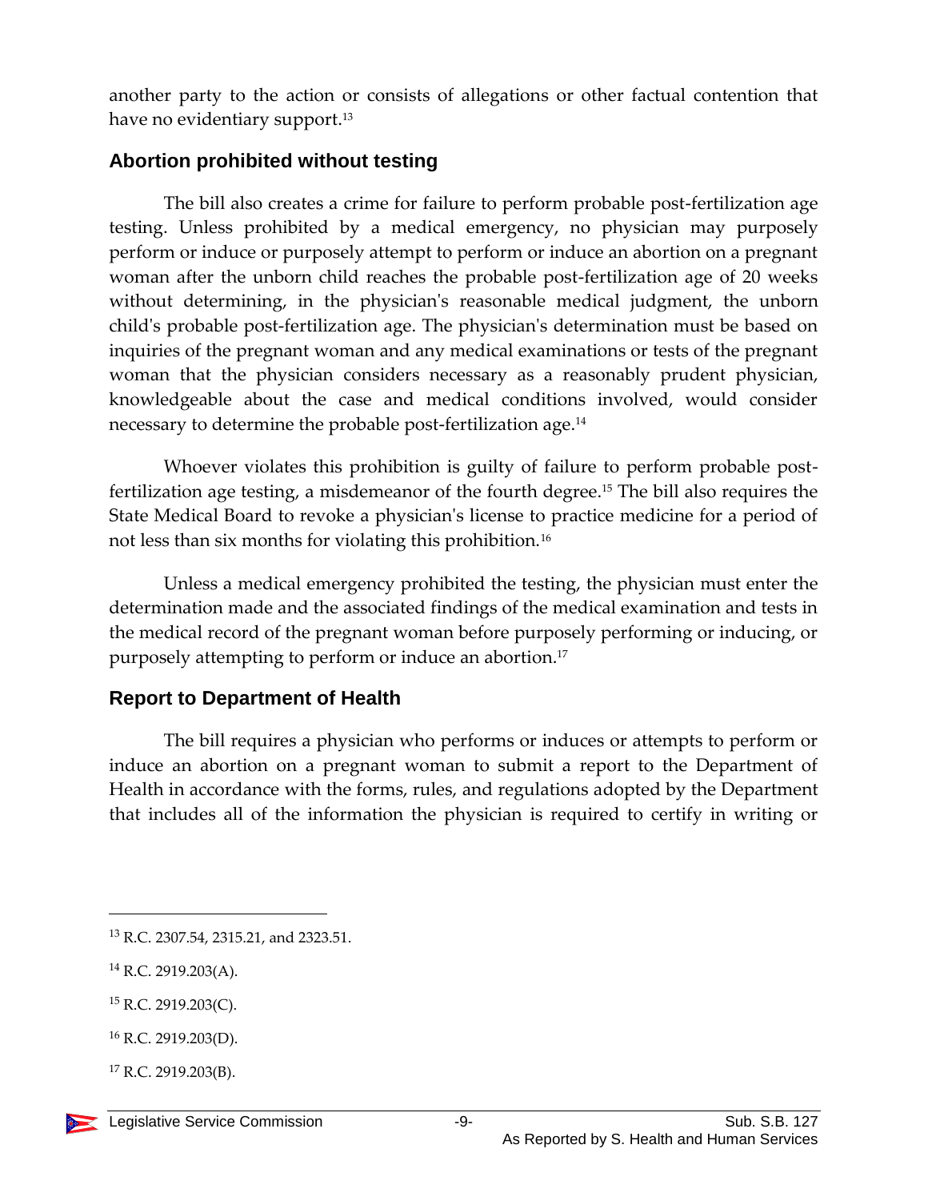another party to the action or consists of allegations or other factual contention that have no evidentiary support.[13]

## Abortion prohibited without testing

The bill also creates a crime for failure to perform probable post-fertilization age testing. Unless prohibited by a medical emergency, no physician may purposely perform or induce or purposely attempt to perform or induce an abortion on a pregnant woman after the unborn child reaches the probable post-fertilization age of 20 weeks without determining, in the physician's reasonable medical judgment, the unborn child's probable post-fertilization age. The physician's determination must be based on inquiries of the pregnant woman and any medical examinations or tests of the pregnant woman that the physician considers necessary as a reasonably prudent physician, knowledgeable about the case and medical conditions involved, would consider necessary to determine the probable post-fertilization age.[14]

Whoever violates this prohibition is guilty of failure to perform probable post-fertilization age testing, a misdemeanor of the fourth degree.[15] The bill also requires the State Medical Board to revoke a physician's license to practice medicine for a period of not less than six months for violating this prohibition.[16]

Unless a medical emergency prohibited the testing, the physician must enter the determination made and the associated findings of the medical examination and tests in the medical record of the pregnant woman before purposely performing or inducing, or purposely attempting to perform or induce an abortion.[17]

## Report to Department of Health

The bill requires a physician who performs or induces or attempts to perform or induce an abortion on a pregnant woman to submit a report to the Department of Health in accordance with the forms, rules, and regulations adopted by the Department that includes all of the information the physician is required to certify in writing or

---

[13] R.C. 2307.54, 2315.21, and 2323.51.

[14] R.C. 2919.203(A).

[15] R.C. 2919.203(C).

[16] R.C. 2919.203(D).

[17] R.C. 2919.203(B).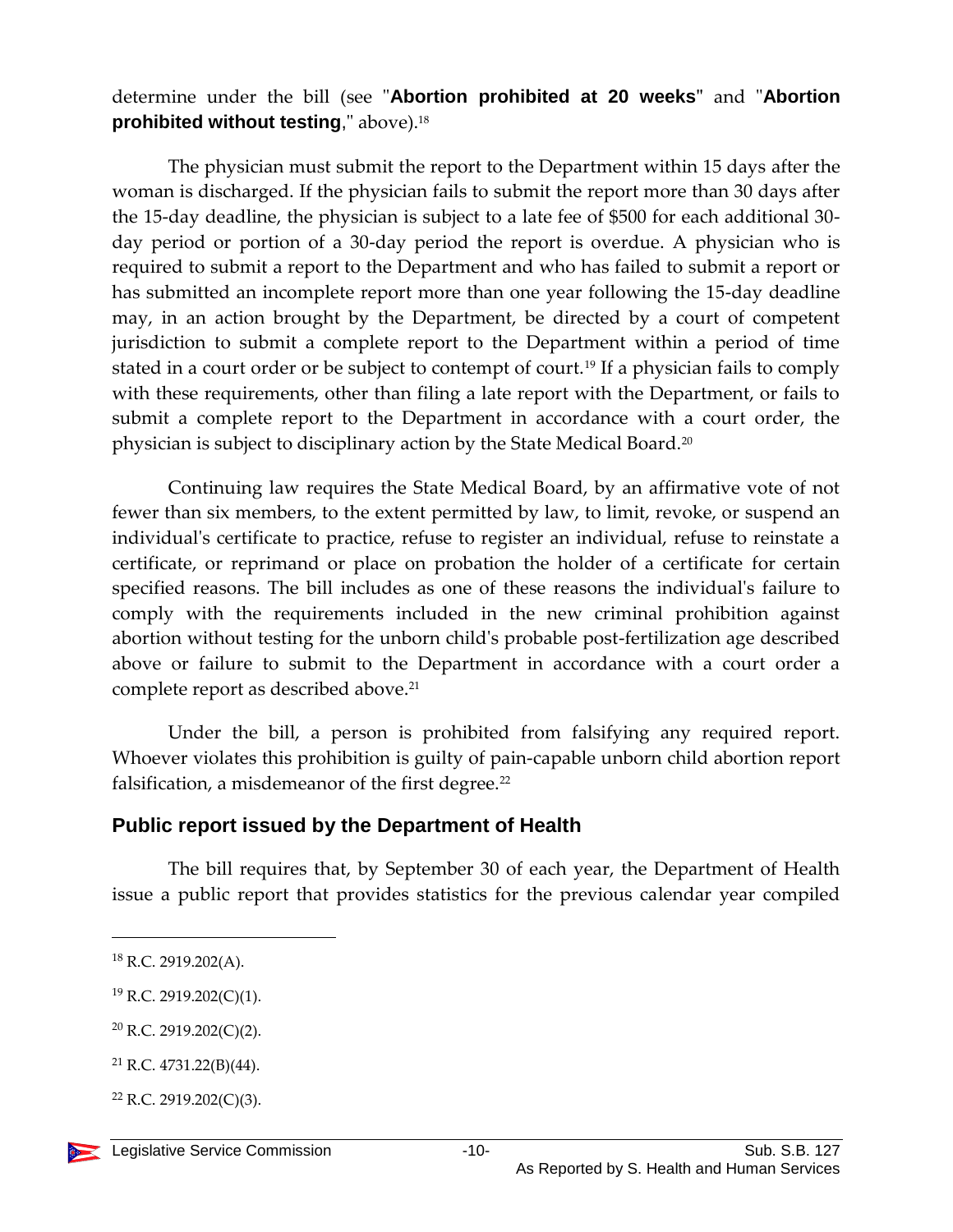determine under the bill (see "**Abortion prohibited at 20 weeks**" and "**Abortion prohibited without testing**," above).[18]

The physician must submit the report to the Department within 15 days after the woman is discharged. If the physician fails to submit the report more than 30 days after the 15-day deadline, the physician is subject to a late fee of $500 for each additional 30-day period or portion of a 30-day period the report is overdue. A physician who is required to submit a report to the Department and who has failed to submit a report or has submitted an incomplete report more than one year following the 15-day deadline may, in an action brought by the Department, be directed by a court of competent jurisdiction to submit a complete report to the Department within a period of time stated in a court order or be subject to contempt of court.[19] If a physician fails to comply with these requirements, other than filing a late report with the Department, or fails to submit a complete report to the Department in accordance with a court order, the physician is subject to disciplinary action by the State Medical Board.[20]

Continuing law requires the State Medical Board, by an affirmative vote of not fewer than six members, to the extent permitted by law, to limit, revoke, or suspend an individual's certificate to practice, refuse to register an individual, refuse to reinstate a certificate, or reprimand or place on probation the holder of a certificate for certain specified reasons. The bill includes as one of these reasons the individual's failure to comply with the requirements included in the new criminal prohibition against abortion without testing for the unborn child's probable post-fertilization age described above or failure to submit to the Department in accordance with a court order a complete report as described above.[21]

Under the bill, a person is prohibited from falsifying any required report. Whoever violates this prohibition is guilty of pain-capable unborn child abortion report falsification, a misdemeanor of the first degree.[22]

## Public report issued by the Department of Health

The bill requires that, by September 30 of each year, the Department of Health issue a public report that provides statistics for the previous calendar year compiled

---

[18] R.C. 2919.202(A).

[19] R.C. 2919.202(C)(1).

[20] R.C. 2919.202(C)(2).

[21] R.C. 4731.22(B)(44).

[22] R.C. 2919.202(C)(3).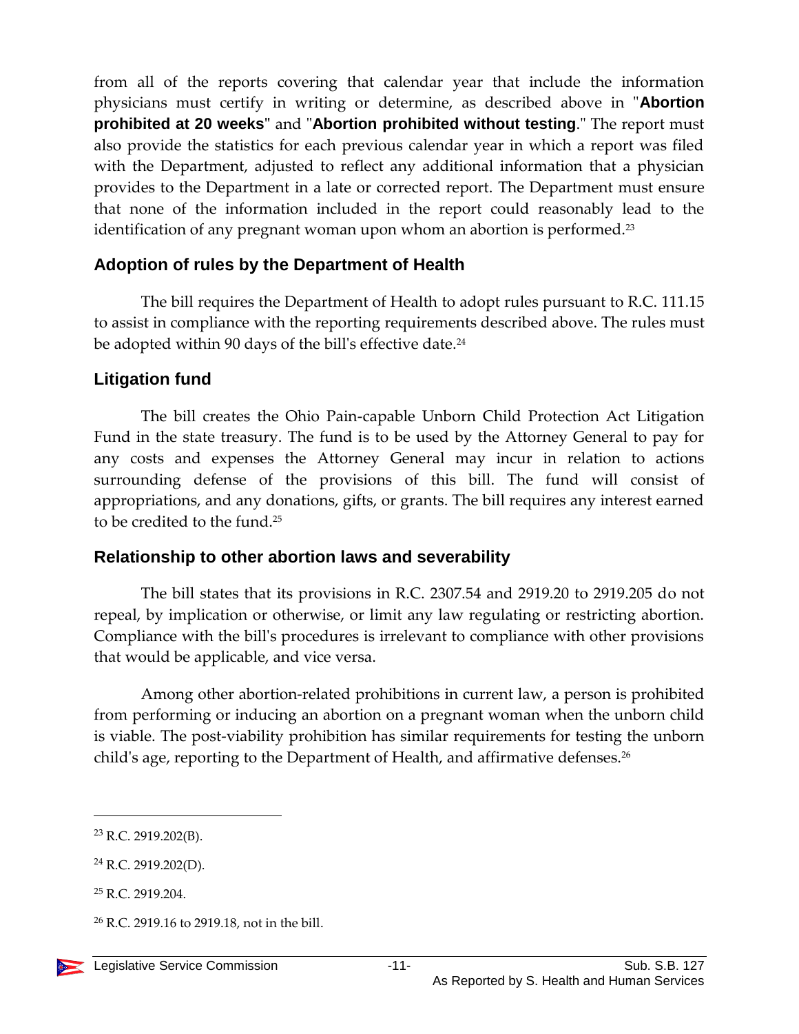from all of the reports covering that calendar year that include the information physicians must certify in writing or determine, as described above in "**Abortion prohibited at 20 weeks**" and "**Abortion prohibited without testing**." The report must also provide the statistics for each previous calendar year in which a report was filed with the Department, adjusted to reflect any additional information that a physician provides to the Department in a late or corrected report. The Department must ensure that none of the information included in the report could reasonably lead to the identification of any pregnant woman upon whom an abortion is performed.[23]

## Adoption of rules by the Department of Health

The bill requires the Department of Health to adopt rules pursuant to R.C. 111.15 to assist in compliance with the reporting requirements described above. The rules must be adopted within 90 days of the bill's effective date.[24]

## Litigation fund

The bill creates the Ohio Pain-capable Unborn Child Protection Act Litigation Fund in the state treasury. The fund is to be used by the Attorney General to pay for any costs and expenses the Attorney General may incur in relation to actions surrounding defense of the provisions of this bill. The fund will consist of appropriations, and any donations, gifts, or grants. The bill requires any interest earned to be credited to the fund.[25]

## Relationship to other abortion laws and severability

The bill states that its provisions in R.C. 2307.54 and 2919.20 to 2919.205 do not repeal, by implication or otherwise, or limit any law regulating or restricting abortion. Compliance with the bill's procedures is irrelevant to compliance with other provisions that would be applicable, and vice versa.

Among other abortion-related prohibitions in current law, a person is prohibited from performing or inducing an abortion on a pregnant woman when the unborn child is viable. The post-viability prohibition has similar requirements for testing the unborn child's age, reporting to the Department of Health, and affirmative defenses.[26]

---

[23] R.C. 2919.202(B).

[24] R.C. 2919.202(D).

[25] R.C. 2919.204.

[26] R.C. 2919.16 to 2919.18, not in the bill.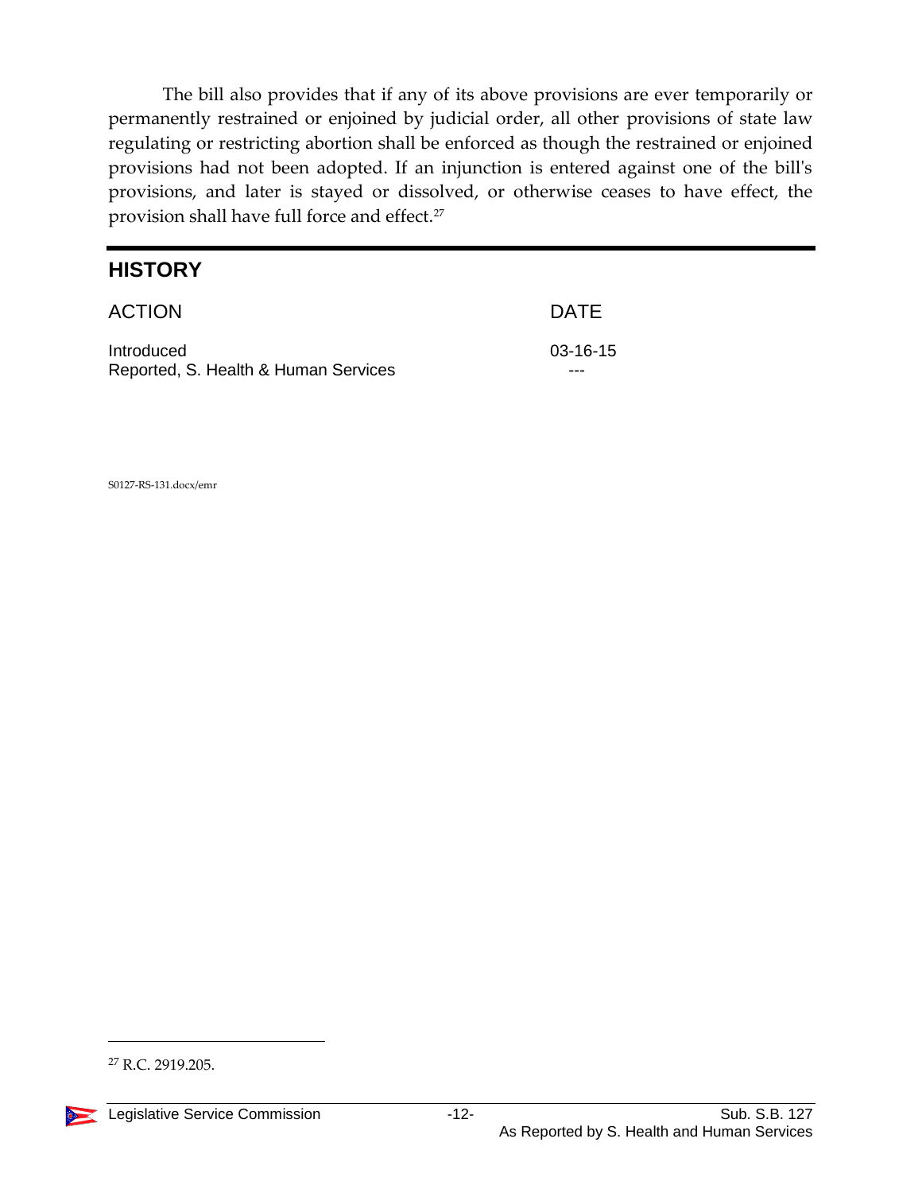The bill also provides that if any of its above provisions are ever temporarily or permanently restrained or enjoined by judicial order, all other provisions of state law regulating or restricting abortion shall be enforced as though the restrained or enjoined provisions had not been adopted. If an injunction is entered against one of the bill's provisions, and later is stayed or dissolved, or otherwise ceases to have effect, the provision shall have full force and effect.[27]

## HISTORY

| ACTION | DATE |
| --- | --- |
| Introduced | 03-16-15 |
| Reported, S. Health & Human Services | --- |

S0127-RS-131.docx/emr

[27] R.C. 2919.205.